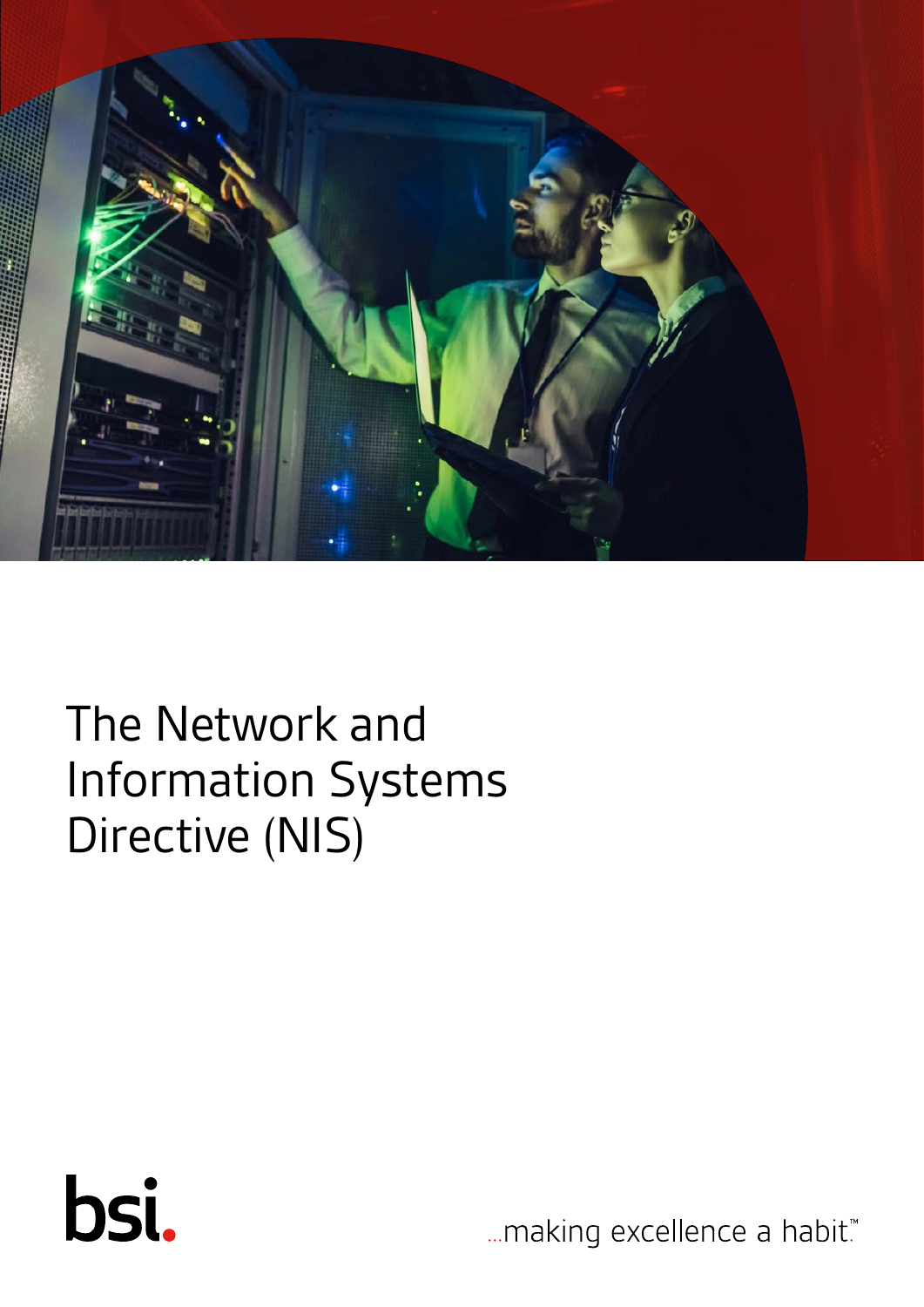# The Network and Information Systems Directive (NIS)

bsi.

...making excellence a habit.™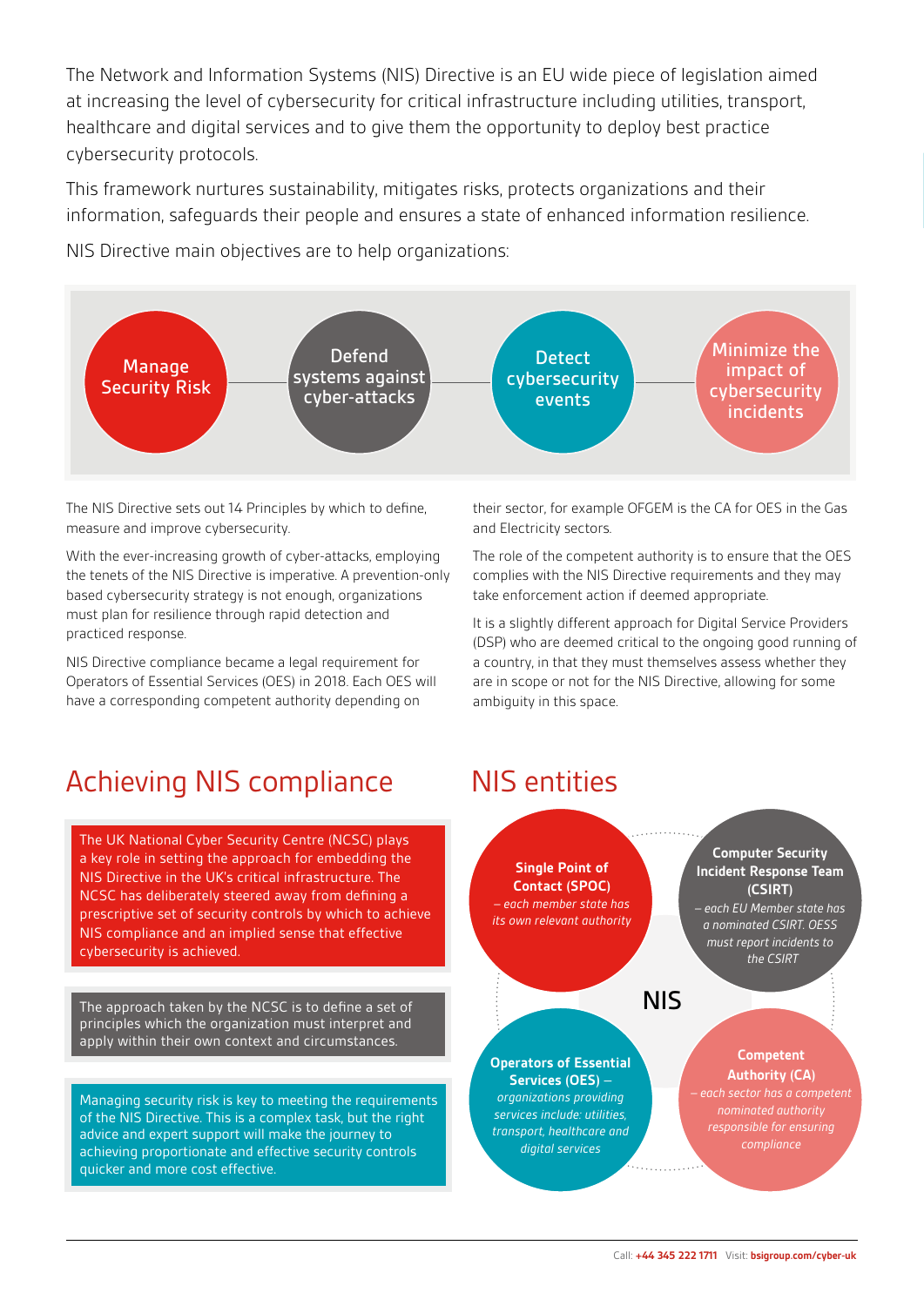The Network and Information Systems (NIS) Directive is an EU wide piece of legislation aimed at increasing the level of cybersecurity for critical infrastructure including utilities, transport, healthcare and digital services and to give them the opportunity to deploy best practice cybersecurity protocols.

This framework nurtures sustainability, mitigates risks, protects organizations and their information, safeguards their people and ensures a state of enhanced information resilience.

NIS Directive main objectives are to help organizations:

- Manage Security Risk
- Defend systems against cyber-attacks
- Detect cybersecurity events
- Minimize the impact of cybersecurity incidents

The NIS Directive sets out 14 Principles by which to define, measure and improve cybersecurity.

With the ever-increasing growth of cyber-attacks, employing the tenets of the NIS Directive is imperative. A prevention-only based cybersecurity strategy is not enough, organizations must plan for resilience through rapid detection and practiced response.

NIS Directive compliance became a legal requirement for Operators of Essential Services (OES) in 2018. Each OES will have a corresponding competent authority depending on their sector, for example OFGEM is the CA for OES in the Gas and Electricity sectors.

The role of the competent authority is to ensure that the OES complies with the NIS Directive requirements and they may take enforcement action if deemed appropriate.

It is a slightly different approach for Digital Service Providers (DSP) who are deemed critical to the ongoing good running of a country, in that they must themselves assess whether they are in scope or not for the NIS Directive, allowing for some ambiguity in this space.

## Achieving NIS compliance

The UK National Cyber Security Centre (NCSC) plays a key role in setting the approach for embedding the NIS Directive in the UK's critical infrastructure. The NCSC has deliberately steered away from defining a prescriptive set of security controls by which to achieve NIS compliance and an implied sense that effective cybersecurity is achieved.

The approach taken by the NCSC is to define a set of principles which the organization must interpret and apply within their own context and circumstances.

Managing security risk is key to meeting the requirements of the NIS Directive. This is a complex task, but the right advice and expert support will make the journey to achieving proportionate and effective security controls quicker and more cost effective.

## NIS entities

**NIS**

**Single Point of Contact (SPOC)** *– each member state has its own relevant authority*

**Computer Security Incident Response Team (CSIRT)** *– each EU Member state has a nominated CSIRT. OESS must report incidents to the CSIRT*

**Operators of Essential Services (OES)** – *organizations providing services include: utilities, transport, healthcare and digital services*

**Competent Authority (CA)** *– each sector has a competent nominated authority responsible for ensuring compliance*

Call: **+44 345 222 1711** Visit: **bsigroup.com/cyber-uk**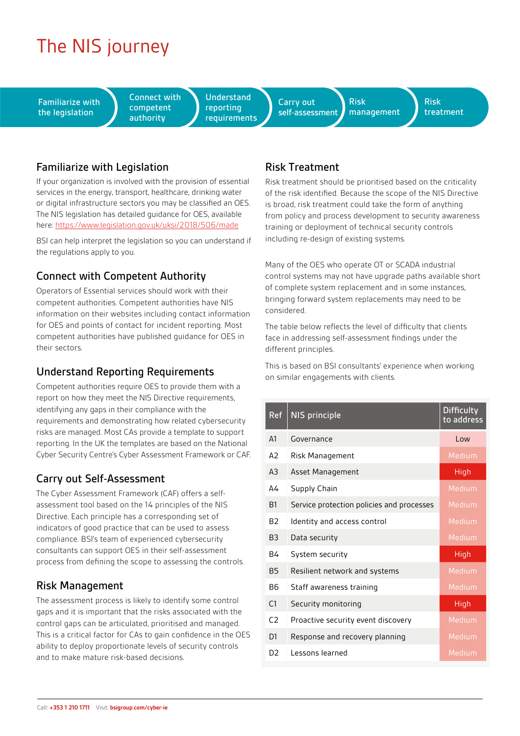# The NIS journey

Familiarize with the legislation → Connect with competent authority → Understand reporting requirements → Carry out self-assessment → Risk management → Risk treatment

## Familiarize with Legislation

If your organization is involved with the provision of essential services in the energy, transport, healthcare, drinking water or digital infrastructure sectors you may be classified an OES. The NIS legislation has detailed guidance for OES, available here: https://www.legislation.gov.uk/uksi/2018/506/made

BSI can help interpret the legislation so you can understand if the regulations apply to you.

## Connect with Competent Authority

Operators of Essential services should work with their competent authorities. Competent authorities have NIS information on their websites including contact information for OES and points of contact for incident reporting. Most competent authorities have published guidance for OES in their sectors.

## Understand Reporting Requirements

Competent authorities require OES to provide them with a report on how they meet the NIS Directive requirements, identifying any gaps in their compliance with the requirements and demonstrating how related cybersecurity risks are managed. Most CAs provide a template to support reporting. In the UK the templates are based on the National Cyber Security Centre's Cyber Assessment Framework or CAF.

## Carry out Self-Assessment

The Cyber Assessment Framework (CAF) offers a self-assessment tool based on the 14 principles of the NIS Directive. Each principle has a corresponding set of indicators of good practice that can be used to assess compliance. BSI's team of experienced cybersecurity consultants can support OES in their self-assessment process from defining the scope to assessing the controls.

## Risk Management

The assessment process is likely to identify some control gaps and it is important that the risks associated with the control gaps can be articulated, prioritised and managed. This is a critical factor for CAs to gain confidence in the OES ability to deploy proportionate levels of security controls and to make mature risk-based decisions.

## Risk Treatment

Risk treatment should be prioritised based on the criticality of the risk identified. Because the scope of the NIS Directive is broad, risk treatment could take the form of anything from policy and process development to security awareness training or deployment of technical security controls including re-design of existing systems.

Many of the OES who operate OT or SCADA industrial control systems may not have upgrade paths available short of complete system replacement and in some instances, bringing forward system replacements may need to be considered.

The table below reflects the level of difficulty that clients face in addressing self-assessment findings under the different principles.

This is based on BSI consultants' experience when working on similar engagements with clients.

| Ref | NIS principle | Difficulty to address |
|---|---|---|
| A1 | Governance | Low |
| A2 | Risk Management | Medium |
| A3 | Asset Management | High |
| A4 | Supply Chain | Medium |
| B1 | Service protection policies and processes | Medium |
| B2 | Identity and access control | Medium |
| B3 | Data security | Medium |
| B4 | System security | High |
| B5 | Resilient network and systems | Medium |
| B6 | Staff awareness training | Medium |
| C1 | Security monitoring | High |
| C2 | Proactive security event discovery | Medium |
| D1 | Response and recovery planning | Medium |
| D2 | Lessons learned | Medium |

Call: **+353 1 210 1711** Visit: **bsigroup.com/cyber-ie**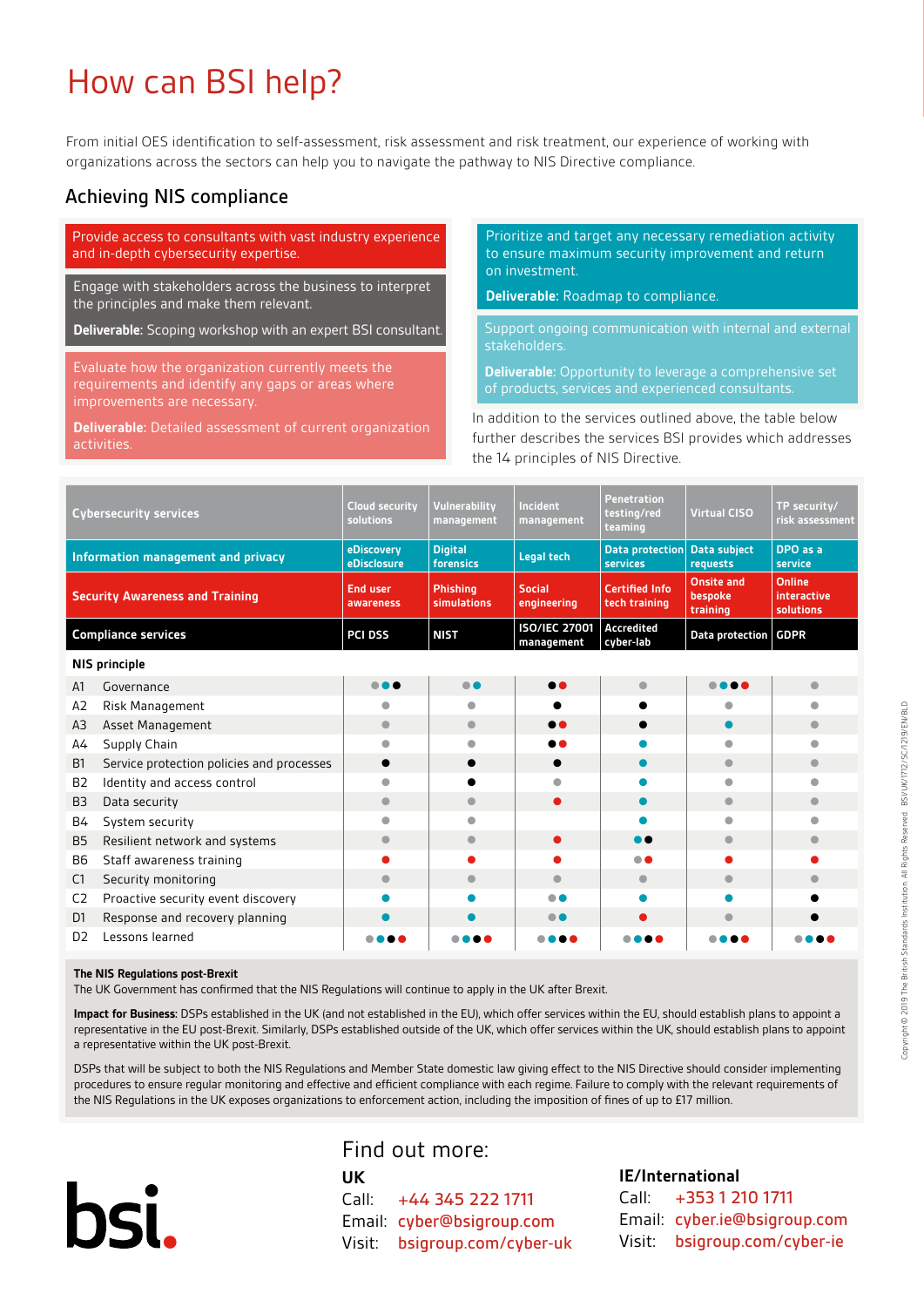# How can BSI help?

From initial OES identification to self-assessment, risk assessment and risk treatment, our experience of working with organizations across the sectors can help you to navigate the pathway to NIS Directive compliance.

## Achieving NIS compliance

Provide access to consultants with vast industry experience and in-depth cybersecurity expertise.

Engage with stakeholders across the business to interpret the principles and make them relevant.

**Deliverable:** Scoping workshop with an expert BSI consultant.

Evaluate how the organization currently meets the requirements and identify any gaps or areas where improvements are necessary.

**Deliverable:** Detailed assessment of current organization activities.

Prioritize and target any necessary remediation activity to ensure maximum security improvement and return on investment.

**Deliverable:** Roadmap to compliance.

Support ongoing communication with internal and external stakeholders.

**Deliverable:** Opportunity to leverage a comprehensive set of products, services and experienced consultants.

In addition to the services outlined above, the table below further describes the services BSI provides which addresses the 14 principles of NIS Directive.

| | | | | | | |
|---|---|---|---|---|---|---|
| **Cybersecurity services** | Cloud security solutions | Vulnerability management | Incident management | Penetration testing/red teaming | Virtual CISO | TP security/ risk assessment |
| **Information management and privacy** | eDiscovery eDisclosure | Digital forensics | Legal tech | Data protection services | Data subject requests | DPO as a service |
| **Security Awareness and Training** | End user awareness | Phishing simulations | Social engineering | Certified Info tech training | Onsite and bespoke training | Online interactive solutions |
| **Compliance services** | PCI DSS | NIST | ISO/IEC 27001 management | Accredited cyber-lab | Data protection | GDPR |
| **NIS principle** | | | | | | |
| A1 Governance | ● grey ● teal ● black | ● grey ● teal | ● black ● red | ● grey | ● grey ● teal ● black ● red | ● grey |
| A2 Risk Management | ● grey | ● grey | ● black | ● black | ● grey | ● grey |
| A3 Asset Management | ● grey | ● grey | ● black ● red | ● black | ● teal | ● grey |
| A4 Supply Chain | ● grey | ● grey | ● black ● red | ● teal | ● grey | ● grey |
| B1 Service protection policies and processes | ● black | ● black | ● black | ● teal | ● grey | ● grey |
| B2 Identity and access control | ● grey | ● black | ● grey | ● teal | ● grey | ● grey |
| B3 Data security | ● grey | ● grey | ● red | ● teal | ● grey | ● grey |
| B4 System security | ● grey | ● grey | | ● teal | ● grey | ● grey |
| B5 Resilient network and systems | ● grey | ● grey | ● red | ● teal ● black | ● grey | ● grey |
| B6 Staff awareness training | ● red | ● red | ● red | ● grey ● red | ● red | ● red |
| C1 Security monitoring | ● grey | ● grey | ● grey | ● grey | ● grey | ● grey |
| C2 Proactive security event discovery | ● teal | ● teal | ● grey ● teal | ● teal | ● teal | ● black |
| D1 Response and recovery planning | ● teal | ● teal | ● grey ● teal | ● red | ● grey | ● black |
| D2 Lessons learned | ● grey ● teal ● black ● red | ● grey ● teal ● black ● red | ● grey ● teal ● black ● red | ● grey ● teal ● black ● red | ● grey ● teal ● black ● red | ● grey ● teal ● black ● red |

**The NIS Regulations post-Brexit**

The UK Government has confirmed that the NIS Regulations will continue to apply in the UK after Brexit.

**Impact for Business:** DSPs established in the UK (and not established in the EU), which offer services within the EU, should establish plans to appoint a representative in the EU post-Brexit. Similarly, DSPs established outside of the UK, which offer services within the UK, should establish plans to appoint a representative within the UK post-Brexit.

DSPs that will be subject to both the NIS Regulations and Member State domestic law giving effect to the NIS Directive should consider implementing procedures to ensure regular monitoring and effective and efficient compliance with each regime. Failure to comply with the relevant requirements of the NIS Regulations in the UK exposes organizations to enforcement action, including the imposition of fines of up to £17 million.

## Find out more:

**UK**

Call: +44 345 222 1711

Email: cyber@bsigroup.com

Visit: bsigroup.com/cyber-uk

**IE/International**

Call: +353 1 210 1711

Email: cyber.ie@bsigroup.com

Visit: bsigroup.com/cyber-ie

bsi.